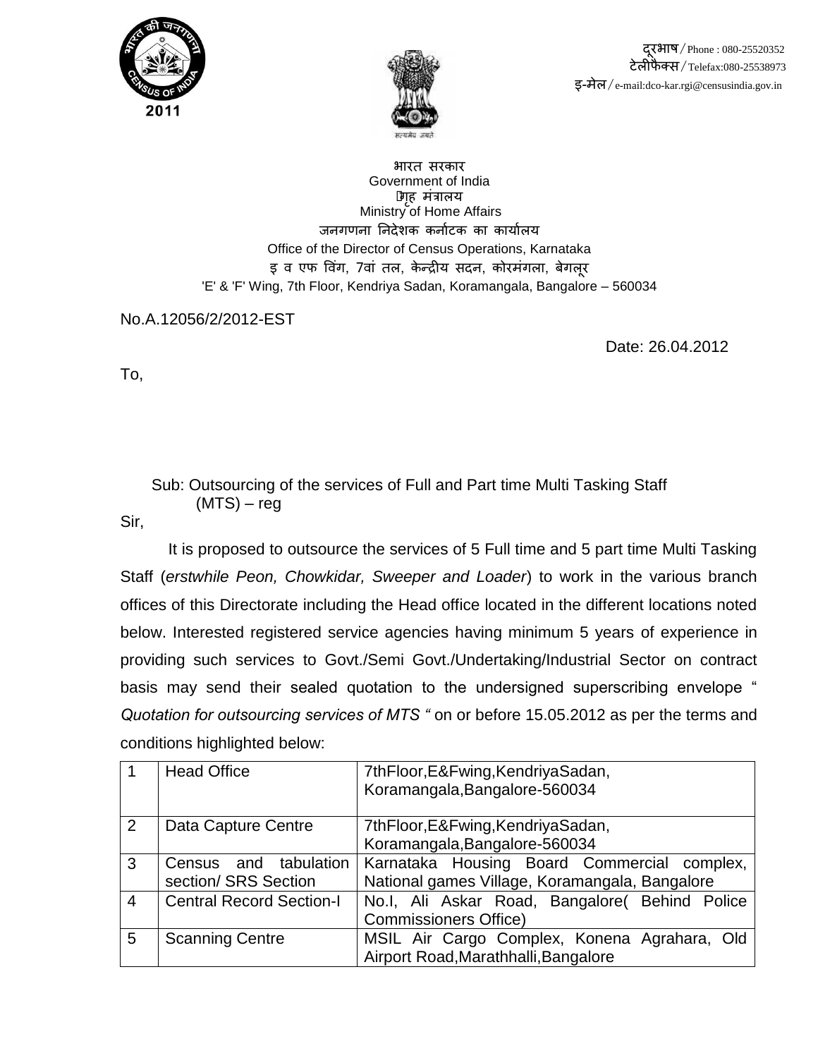दूरभाष/Phone : 080-25520352
टेलीफैक्स/Telefax:080-25538973
इ-मेल/e-mail:dco-kar.rgi@censusindia.gov.in

भारत सरकार
Government of India
गृह मंत्रालय
Ministry of Home Affairs
जनगणना निदेशक कर्नाटक का कार्यालय
Office of the Director of Census Operations, Karnataka
इ व एफ विंग, 7वां तल, केन्द्रीय सदन, कोरमंगला, बेगलूर
'E' & 'F' Wing, 7th Floor, Kendriya Sadan, Koramangala, Bangalore – 560034

No.A.12056/2/2012-EST

Date: 26.04.2012

To,

Sub: Outsourcing of the services of Full and Part time Multi Tasking Staff (MTS) – reg

Sir,

It is proposed to outsource the services of 5 Full time and 5 part time Multi Tasking Staff (*erstwhile Peon, Chowkidar, Sweeper and Loader*) to work in the various branch offices of this Directorate including the Head office located in the different locations noted below. Interested registered service agencies having minimum 5 years of experience in providing such services to Govt./Semi Govt./Undertaking/Industrial Sector on contract basis may send their sealed quotation to the undersigned superscribing envelope " *Quotation for outsourcing services of MTS "* on or before 15.05.2012 as per the terms and conditions highlighted below:

| | | |
|---|---|---|
| 1 | Head Office | 7thFloor,E&Fwing,KendriyaSadan, Koramangala,Bangalore-560034 |
| 2 | Data Capture Centre | 7thFloor,E&Fwing,KendriyaSadan, Koramangala,Bangalore-560034 |
| 3 | Census and tabulation section/ SRS Section | Karnataka Housing Board Commercial complex, National games Village, Koramangala, Bangalore |
| 4 | Central Record Section-I | No.I, Ali Askar Road, Bangalore( Behind Police Commissioners Office) |
| 5 | Scanning Centre | MSIL Air Cargo Complex, Konena Agrahara, Old Airport Road,Marathhalli,Bangalore |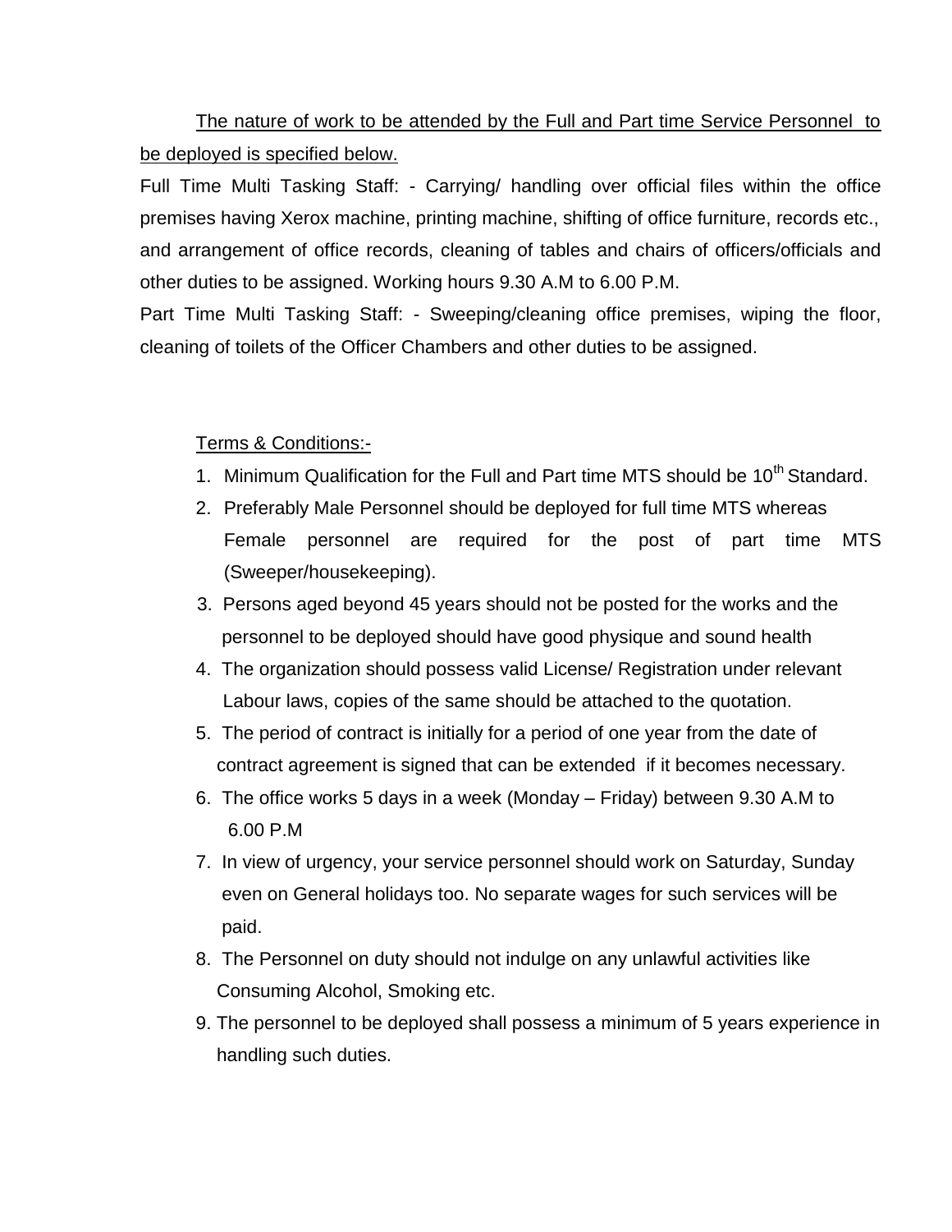The nature of work to be attended by the Full and Part time Service Personnel to be deployed is specified below.

Full Time Multi Tasking Staff: - Carrying/ handling over official files within the office premises having Xerox machine, printing machine, shifting of office furniture, records etc., and arrangement of office records, cleaning of tables and chairs of officers/officials and other duties to be assigned. Working hours 9.30 A.M to 6.00 P.M.

Part Time Multi Tasking Staff: - Sweeping/cleaning office premises, wiping the floor, cleaning of toilets of the Officer Chambers and other duties to be assigned.

Terms & Conditions:-

1. Minimum Qualification for the Full and Part time MTS should be 10th Standard.
2. Preferably Male Personnel should be deployed for full time MTS whereas Female personnel are required for the post of part time MTS (Sweeper/housekeeping).
3. Persons aged beyond 45 years should not be posted for the works and the personnel to be deployed should have good physique and sound health
4. The organization should possess valid License/ Registration under relevant Labour laws, copies of the same should be attached to the quotation.
5. The period of contract is initially for a period of one year from the date of contract agreement is signed that can be extended if it becomes necessary.
6. The office works 5 days in a week (Monday – Friday) between 9.30 A.M to 6.00 P.M
7. In view of urgency, your service personnel should work on Saturday, Sunday even on General holidays too. No separate wages for such services will be paid.
8. The Personnel on duty should not indulge on any unlawful activities like Consuming Alcohol, Smoking etc.
9. The personnel to be deployed shall possess a minimum of 5 years experience in handling such duties.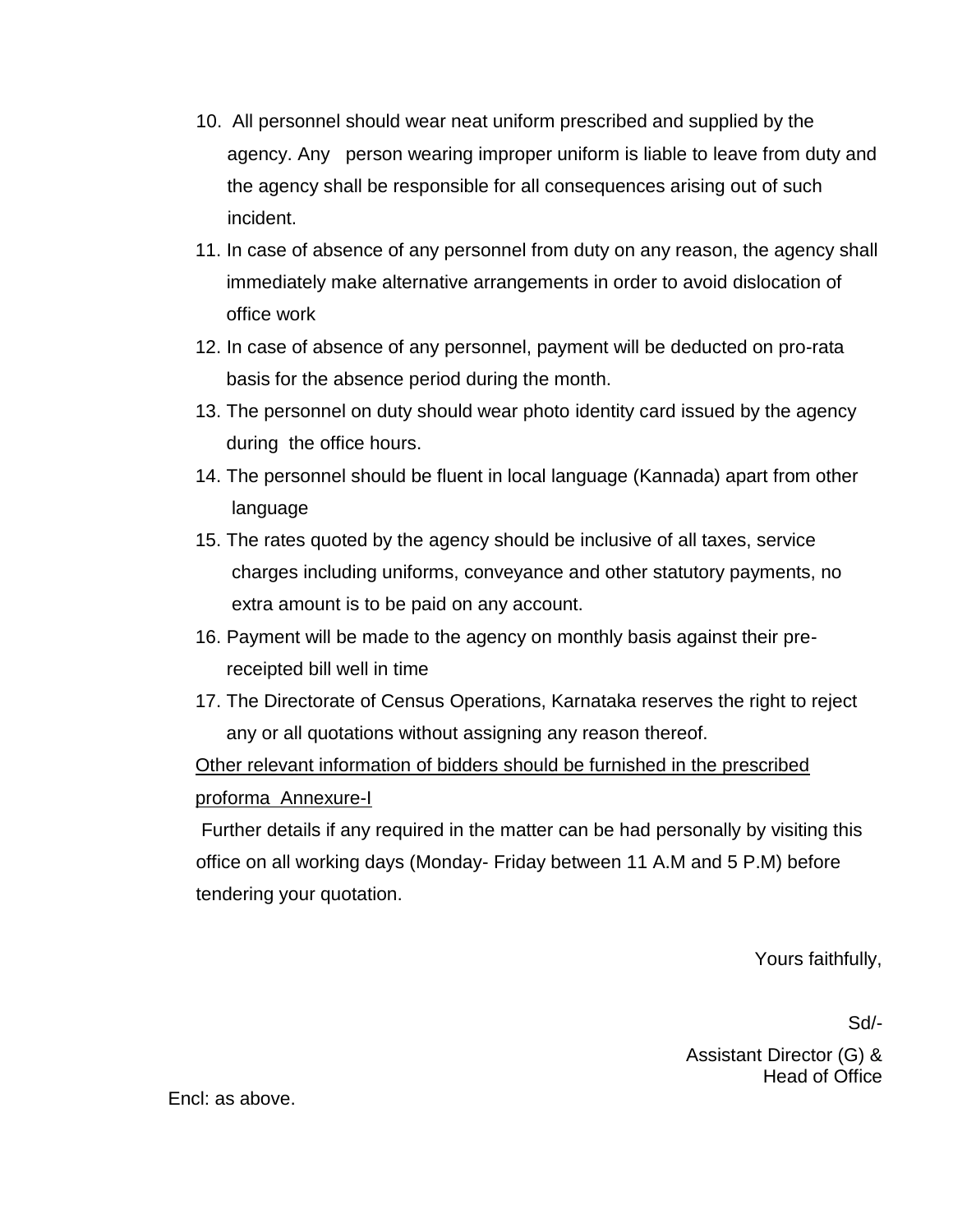10. All personnel should wear neat uniform prescribed and supplied by the agency. Any person wearing improper uniform is liable to leave from duty and the agency shall be responsible for all consequences arising out of such incident.
11. In case of absence of any personnel from duty on any reason, the agency shall immediately make alternative arrangements in order to avoid dislocation of office work
12. In case of absence of any personnel, payment will be deducted on pro-rata basis for the absence period during the month.
13. The personnel on duty should wear photo identity card issued by the agency during the office hours.
14. The personnel should be fluent in local language (Kannada) apart from other language
15. The rates quoted by the agency should be inclusive of all taxes, service charges including uniforms, conveyance and other statutory payments, no extra amount is to be paid on any account.
16. Payment will be made to the agency on monthly basis against their pre-receipted bill well in time
17. The Directorate of Census Operations, Karnataka reserves the right to reject any or all quotations without assigning any reason thereof.

<u>Other relevant information of bidders should be furnished in the prescribed proforma Annexure-I</u>

Further details if any required in the matter can be had personally by visiting this office on all working days (Monday- Friday between 11 A.M and 5 P.M) before tendering your quotation.

Yours faithfully,

Sd/-

Assistant Director (G) &
Head of Office

Encl: as above.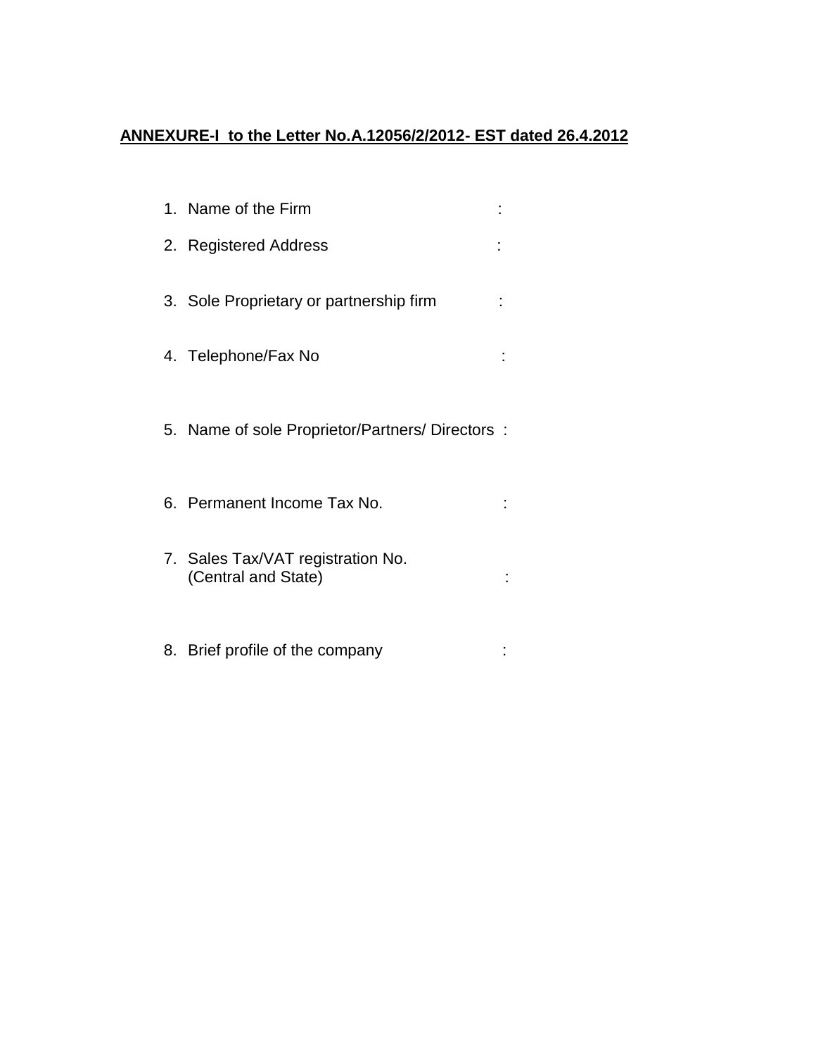**ANNEXURE-I to the Letter No.A.12056/2/2012- EST dated 26.4.2012**

1. Name of the Firm :
2. Registered Address :
3. Sole Proprietary or partnership firm :
4. Telephone/Fax No :
5. Name of sole Proprietor/Partners/ Directors :
6. Permanent Income Tax No. :
7. Sales Tax/VAT registration No. (Central and State) :
8. Brief profile of the company :